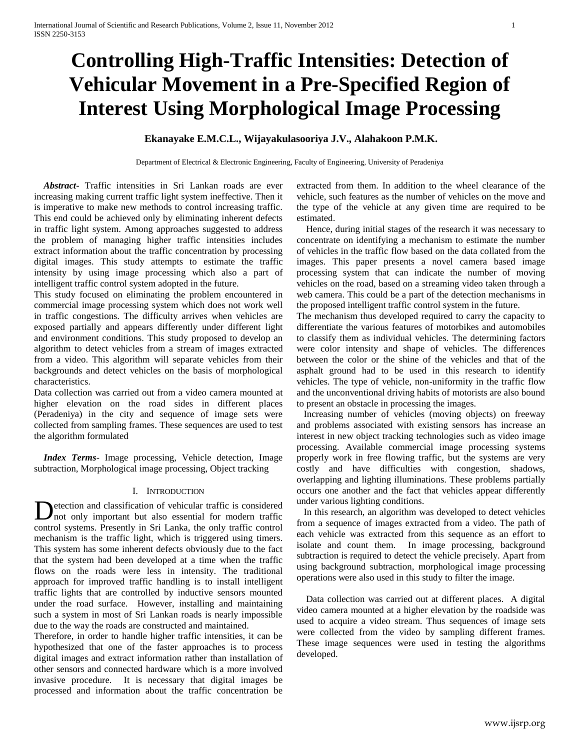# Controlling High-Traffic Intensities: Detection of Vehicular Movement in a Pre-Specified Region of Interest Using Morphological Image Processing

**Ekanayake E.M.C.L., Wijayakulasooriya J.V., Alahakoon P.M.K.**

Department of Electrical & Electronic Engineering, Faculty of Engineering, University of Peradeniya

***Abstract*-** Traffic intensities in Sri Lankan roads are ever increasing making current traffic light system ineffective. Then it is imperative to make new methods to control increasing traffic. This end could be achieved only by eliminating inherent defects in traffic light system. Among approaches suggested to address the problem of managing higher traffic intensities includes extract information about the traffic concentration by processing digital images. This study attempts to estimate the traffic intensity by using image processing which also a part of intelligent traffic control system adopted in the future.

This study focused on eliminating the problem encountered in commercial image processing system which does not work well in traffic congestions. The difficulty arrives when vehicles are exposed partially and appears differently under different light and environment conditions. This study proposed to develop an algorithm to detect vehicles from a stream of images extracted from a video. This algorithm will separate vehicles from their backgrounds and detect vehicles on the basis of morphological characteristics.

Data collection was carried out from a video camera mounted at higher elevation on the road sides in different places (Peradeniya) in the city and sequence of image sets were collected from sampling frames. These sequences are used to test the algorithm formulated

***Index Terms*-** Image processing, Vehicle detection, Image subtraction, Morphological image processing, Object tracking

## I. Introduction

Detection and classification of vehicular traffic is considered not only important but also essential for modern traffic control systems. Presently in Sri Lanka, the only traffic control mechanism is the traffic light, which is triggered using timers. This system has some inherent defects obviously due to the fact that the system had been developed at a time when the traffic flows on the roads were less in intensity. The traditional approach for improved traffic handling is to install intelligent traffic lights that are controlled by inductive sensors mounted under the road surface. However, installing and maintaining such a system in most of Sri Lankan roads is nearly impossible due to the way the roads are constructed and maintained.

Therefore, in order to handle higher traffic intensities, it can be hypothesized that one of the faster approaches is to process digital images and extract information rather than installation of other sensors and connected hardware which is a more involved invasive procedure. It is necessary that digital images be processed and information about the traffic concentration be extracted from them. In addition to the wheel clearance of the vehicle, such features as the number of vehicles on the move and the type of the vehicle at any given time are required to be estimated.

Hence, during initial stages of the research it was necessary to concentrate on identifying a mechanism to estimate the number of vehicles in the traffic flow based on the data collated from the images. This paper presents a novel camera based image processing system that can indicate the number of moving vehicles on the road, based on a streaming video taken through a web camera. This could be a part of the detection mechanisms in the proposed intelligent traffic control system in the future.

The mechanism thus developed required to carry the capacity to differentiate the various features of motorbikes and automobiles to classify them as individual vehicles. The determining factors were color intensity and shape of vehicles. The differences between the color or the shine of the vehicles and that of the asphalt ground had to be used in this research to identify vehicles. The type of vehicle, non-uniformity in the traffic flow and the unconventional driving habits of motorists are also bound to present an obstacle in processing the images.

Increasing number of vehicles (moving objects) on freeway and problems associated with existing sensors has increase an interest in new object tracking technologies such as video image processing. Available commercial image processing systems properly work in free flowing traffic, but the systems are very costly and have difficulties with congestion, shadows, overlapping and lighting illuminations. These problems partially occurs one another and the fact that vehicles appear differently under various lighting conditions.

In this research, an algorithm was developed to detect vehicles from a sequence of images extracted from a video. The path of each vehicle was extracted from this sequence as an effort to isolate and count them. In image processing, background subtraction is required to detect the vehicle precisely. Apart from using background subtraction, morphological image processing operations were also used in this study to filter the image.

Data collection was carried out at different places. A digital video camera mounted at a higher elevation by the roadside was used to acquire a video stream. Thus sequences of image sets were collected from the video by sampling different frames. These image sequences were used in testing the algorithms developed.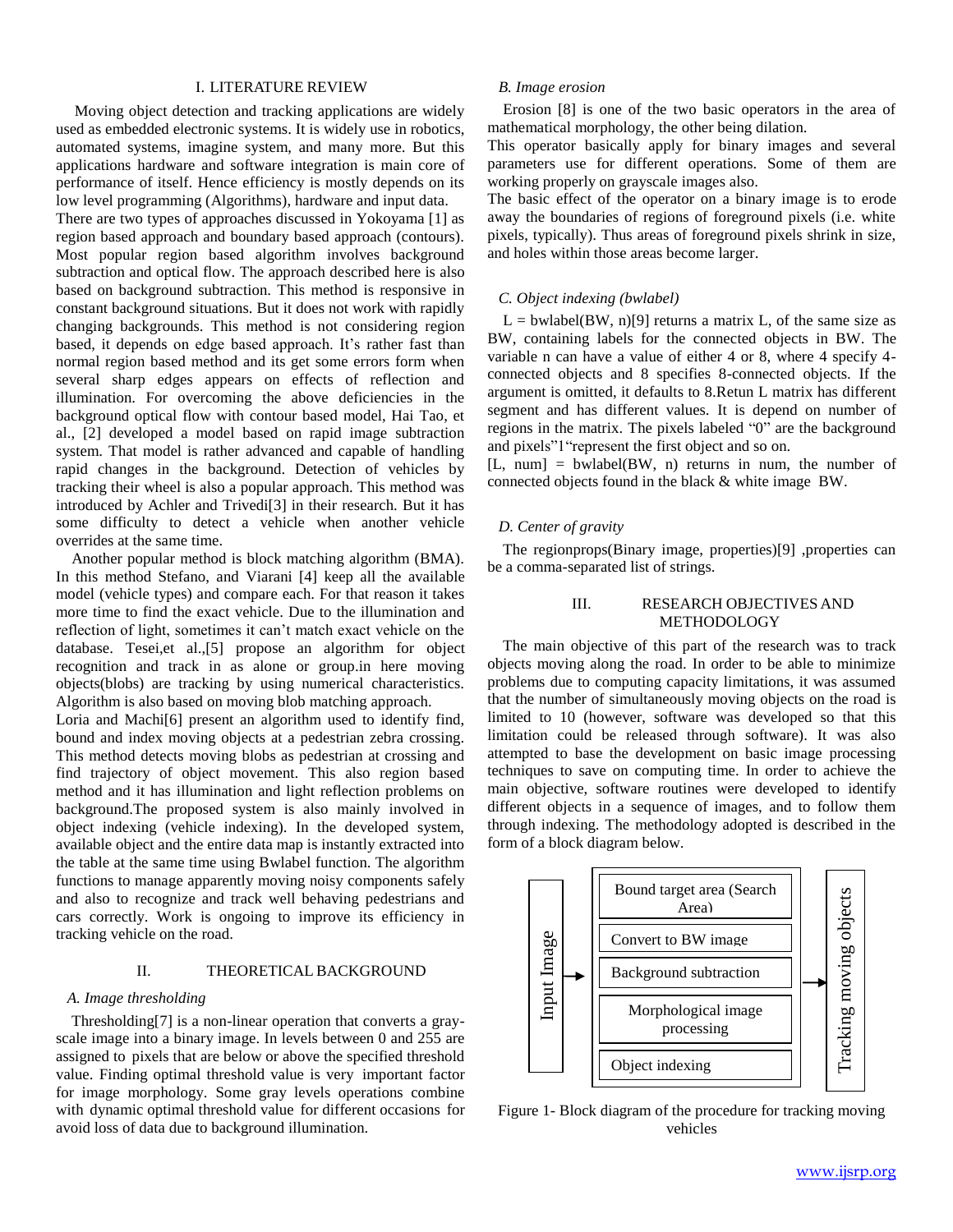## I. LITERATURE REVIEW

Moving object detection and tracking applications are widely used as embedded electronic systems. It is widely use in robotics, automated systems, imagine system, and many more. But this applications hardware and software integration is main core of performance of itself. Hence efficiency is mostly depends on its low level programming (Algorithms), hardware and input data.

There are two types of approaches discussed in Yokoyama [1] as region based approach and boundary based approach (contours). Most popular region based algorithm involves background subtraction and optical flow. The approach described here is also based on background subtraction. This method is responsive in constant background situations. But it does not work with rapidly changing backgrounds. This method is not considering region based, it depends on edge based approach. It's rather fast than normal region based method and its get some errors form when several sharp edges appears on effects of reflection and illumination. For overcoming the above deficiencies in the background optical flow with contour based model, Hai Tao, et al., [2] developed a model based on rapid image subtraction system. That model is rather advanced and capable of handling rapid changes in the background. Detection of vehicles by tracking their wheel is also a popular approach. This method was introduced by Achler and Trivedi[3] in their research. But it has some difficulty to detect a vehicle when another vehicle overrides at the same time.

Another popular method is block matching algorithm (BMA). In this method Stefano, and Viarani [4] keep all the available model (vehicle types) and compare each. For that reason it takes more time to find the exact vehicle. Due to the illumination and reflection of light, sometimes it can't match exact vehicle on the database. Tesei,et al.,[5] propose an algorithm for object recognition and track in as alone or group.in here moving objects(blobs) are tracking by using numerical characteristics. Algorithm is also based on moving blob matching approach.

Loria and Machi[6] present an algorithm used to identify find, bound and index moving objects at a pedestrian zebra crossing. This method detects moving blobs as pedestrian at crossing and find trajectory of object movement. This also region based method and it has illumination and light reflection problems on background.The proposed system is also mainly involved in object indexing (vehicle indexing). In the developed system, available object and the entire data map is instantly extracted into the table at the same time using Bwlabel function. The algorithm functions to manage apparently moving noisy components safely and also to recognize and track well behaving pedestrians and cars correctly. Work is ongoing to improve its efficiency in tracking vehicle on the road.

## II. THEORETICAL BACKGROUND

### *A. Image thresholding*

Thresholding[7] is a non-linear operation that converts a gray-scale image into a binary image. In levels between 0 and 255 are assigned to pixels that are below or above the specified threshold value. Finding optimal threshold value is very important factor for image morphology. Some gray levels operations combine with dynamic optimal threshold value for different occasions for avoid loss of data due to background illumination.

### *B. Image erosion*

Erosion [8] is one of the two basic operators in the area of mathematical morphology, the other being dilation.

This operator basically apply for binary images and several parameters use for different operations. Some of them are working properly on grayscale images also.

The basic effect of the operator on a binary image is to erode away the boundaries of regions of foreground pixels (i.e. white pixels, typically). Thus areas of foreground pixels shrink in size, and holes within those areas become larger.

### *C. Object indexing (bwlabel)*

L = bwlabel(BW, n)[9] returns a matrix L, of the same size as BW, containing labels for the connected objects in BW. The variable n can have a value of either 4 or 8, where 4 specify 4-connected objects and 8 specifies 8-connected objects. If the argument is omitted, it defaults to 8.Retun L matrix has different segment and has different values. It is depend on number of regions in the matrix. The pixels labeled "0" are the background and pixels"1"represent the first object and so on.

[L, num] = bwlabel(BW, n) returns in num, the number of connected objects found in the black & white image BW.

### *D. Center of gravity*

The regionprops(Binary image, properties)[9] ,properties can be a comma-separated list of strings.

## III. RESEARCH OBJECTIVES AND METHODOLOGY

The main objective of this part of the research was to track objects moving along the road. In order to be able to minimize problems due to computing capacity limitations, it was assumed that the number of simultaneously moving objects on the road is limited to 10 (however, software was developed so that this limitation could be released through software). It was also attempted to base the development on basic image processing techniques to save on computing time. In order to achieve the main objective, software routines were developed to identify different objects in a sequence of images, and to follow them through indexing. The methodology adopted is described in the form of a block diagram below.

Input Image → [Bound target area (Search Area) | Convert to BW image | Background subtraction | Morphological image processing | Object indexing] → Tracking moving objects

Figure 1- Block diagram of the procedure for tracking moving vehicles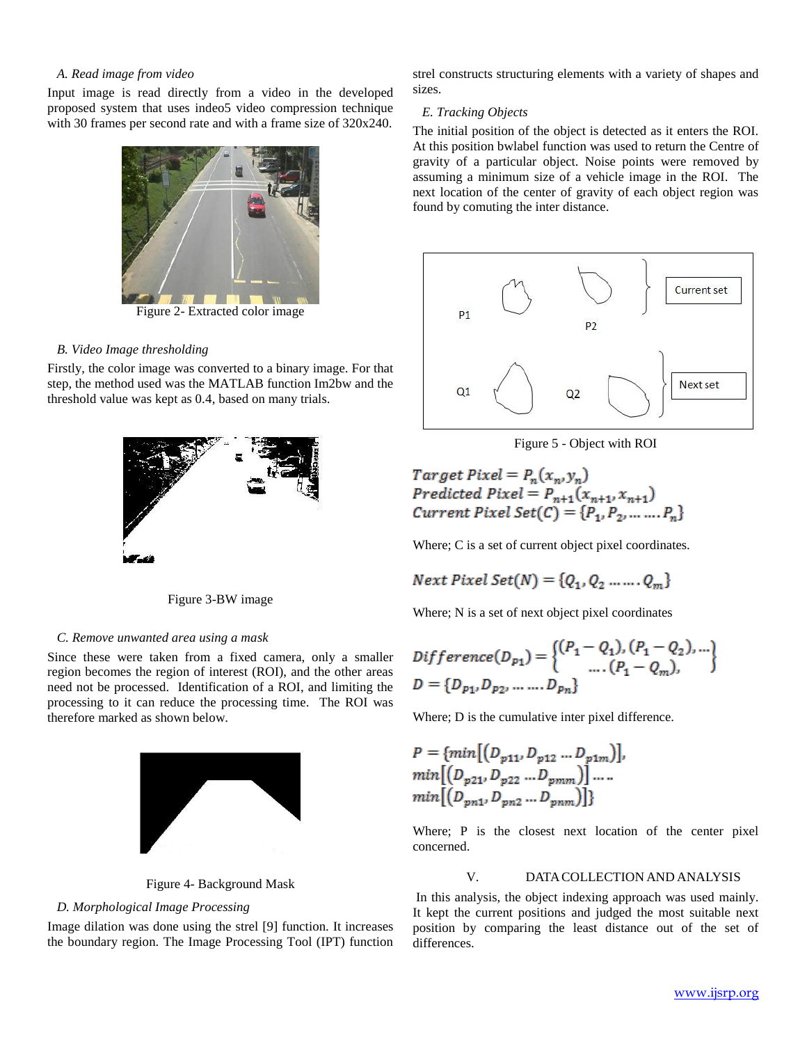### A. Read image from video

Input image is read directly from a video in the developed proposed system that uses indeo5 video compression technique with 30 frames per second rate and with a frame size of 320x240.

Figure 2- Extracted color image

### B. Video Image thresholding

Firstly, the color image was converted to a binary image. For that step, the method used was the MATLAB function Im2bw and the threshold value was kept as 0.4, based on many trials.

Figure 3-BW image

### C. Remove unwanted area using a mask

Since these were taken from a fixed camera, only a smaller region becomes the region of interest (ROI), and the other areas need not be processed. Identification of a ROI, and limiting the processing to it can reduce the processing time. The ROI was therefore marked as shown below.

Figure 4- Background Mask

### D. Morphological Image Processing

Image dilation was done using the strel [9] function. It increases the boundary region. The Image Processing Tool (IPT) function strel constructs structuring elements with a variety of shapes and sizes.

### E. Tracking Objects

The initial position of the object is detected as it enters the ROI. At this position bwlabel function was used to return the Centre of gravity of a particular object. Noise points were removed by assuming a minimum size of a vehicle image in the ROI. The next location of the center of gravity of each object region was found by comuting the inter distance.

Figure 5 - Object with ROI

$$Target\ Pixel = P_n(x_n, y_n)$$
$$Predicted\ Pixel = P_{n+1}(x_{n+1}, x_{n+1})$$
$$Current\ Pixel\ Set(C) = \{P_1, P_2, \dots \dots P_n\}$$

Where; C is a set of current object pixel coordinates.

$$Next\ Pixel\ Set(N) = \{Q_1, Q_2 \dots \dots Q_m\}$$

Where; N is a set of next object pixel coordinates

$$Difference(D_{p1}) = \left\{ \begin{matrix} (P_1 - Q_1), (P_1 - Q_2), \dots \\ \dots (P_1 - Q_m), \end{matrix} \right\}$$
$$D = \{D_{p1}, D_{p2}, \dots \dots D_{pn}\}$$

Where; D is the cumulative inter pixel difference.

$$P = \{min[(D_{p11}, D_{p12} \dots D_{p1m})],$$
$$min[(D_{p21}, D_{p22} \dots D_{pmm})] \dots$$
$$min[(D_{pn1}, D_{pn2} \dots D_{pnm})]\}$$

Where; P is the closest next location of the center pixel concerned.

## V. DATA COLLECTION AND ANALYSIS

In this analysis, the object indexing approach was used mainly. It kept the current positions and judged the most suitable next position by comparing the least distance out of the set of differences.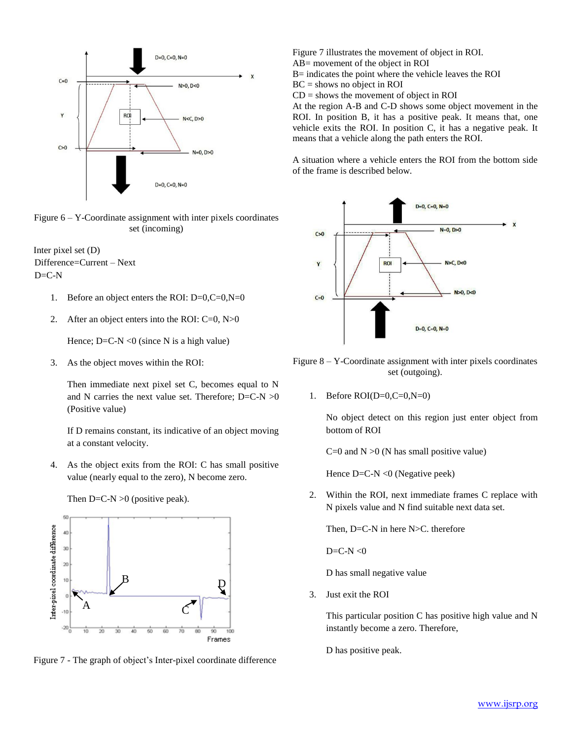Figure 6 – Y-Coordinate assignment with inter pixels coordinates set (incoming)

Inter pixel set (D)
Difference=Current – Next
D=C-N

1. Before an object enters the ROI: D=0,C=0,N=0

2. After an object enters into the ROI: C=0, N>0

   Hence; D=C-N <0 (since N is a high value)

3. As the object moves within the ROI:

   Then immediate next pixel set C, becomes equal to N and N carries the next value set. Therefore; D=C-N >0 (Positive value)

   If D remains constant, its indicative of an object moving at a constant velocity.

4. As the object exits from the ROI: C has small positive value (nearly equal to the zero), N become zero.

   Then D=C-N >0 (positive peak).

Figure 7 - The graph of object's Inter-pixel coordinate difference

Figure 7 illustrates the movement of object in ROI.
AB= movement of the object in ROI
B= indicates the point where the vehicle leaves the ROI
BC = shows no object in ROI
CD = shows the movement of object in ROI
At the region A-B and C-D shows some object movement in the ROI. In position B, it has a positive peak. It means that, one vehicle exits the ROI. In position C, it has a negative peak. It means that a vehicle along the path enters the ROI.

A situation where a vehicle enters the ROI from the bottom side of the frame is described below.

Figure 8 – Y-Coordinate assignment with inter pixels coordinates set (outgoing).

1. Before ROI(D=0,C=0,N=0)

   No object detect on this region just enter object from bottom of ROI

   C=0 and N >0 (N has small positive value)

   Hence D=C-N <0 (Negative peek)

2. Within the ROI, next immediate frames C replace with N pixels value and N find suitable next data set.

   Then, D=C-N in here N>C. therefore

   D=C-N <0

   D has small negative value

3. Just exit the ROI

   This particular position C has positive high value and N instantly become a zero. Therefore,

   D has positive peak.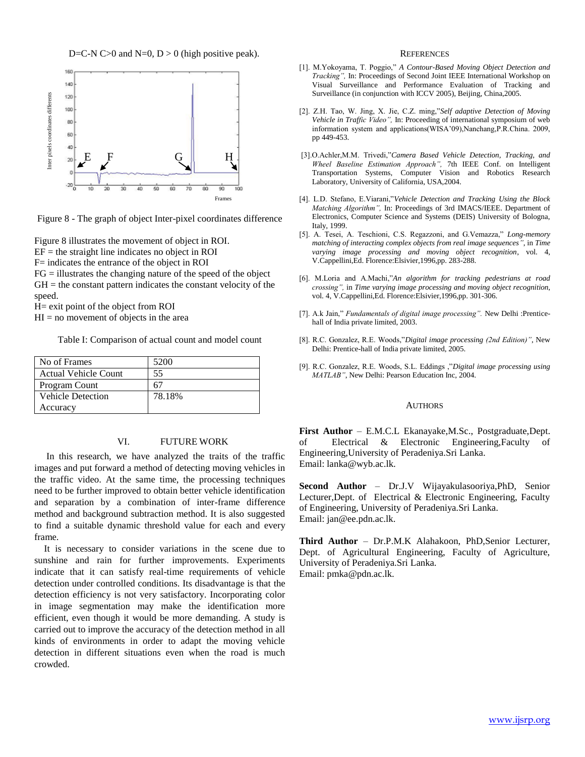D=C-N C>0 and N=0, D > 0 (high positive peak).

Inter pixels coordinates differents

160
140
120
100
80
60
40
20
0
-20

0 10 20 30 40 50 60 70 80 90 100

Frames

E F G H

Figure 8 - The graph of object Inter-pixel coordinates difference

Figure 8 illustrates the movement of object in ROI.
EF = the straight line indicates no object in ROI
F= indicates the entrance of the object in ROI
FG = illustrates the changing nature of the speed of the object
GH = the constant pattern indicates the constant velocity of the speed.
H= exit point of the object from ROI
HI = no movement of objects in the area

Table I: Comparison of actual count and model count

| | |
|---|---|
| No of Frames | 5200 |
| Actual Vehicle Count | 55 |
| Program Count | 67 |
| Vehicle Detection Accuracy | 78.18% |

## VI. FUTURE WORK

In this research, we have analyzed the traits of the traffic images and put forward a method of detecting moving vehicles in the traffic video. At the same time, the processing techniques need to be further improved to obtain better vehicle identification and separation by a combination of inter-frame difference method and background subtraction method. It is also suggested to find a suitable dynamic threshold value for each and every frame.

It is necessary to consider variations in the scene due to sunshine and rain for further improvements. Experiments indicate that it can satisfy real-time requirements of vehicle detection under controlled conditions. Its disadvantage is that the detection efficiency is not very satisfactory. Incorporating color in image segmentation may make the identification more efficient, even though it would be more demanding. A study is carried out to improve the accuracy of the detection method in all kinds of environments in order to adapt the moving vehicle detection in different situations even when the road is much crowded.

## REFERENCES

[1]. M.Yokoyama, T. Poggio," *A Contour-Based Moving Object Detection and Tracking",* In: Proceedings of Second Joint IEEE International Workshop on Visual Surveillance and Performance Evaluation of Tracking and Surveillance (in conjunction with ICCV 2005), Beijing, China,2005.

[2]. Z.H. Tao, W. Jing, X. Jie, C.Z. ming,"*Self adaptive Detection of Moving Vehicle in Traffic Video",* In: Proceeding of international symposium of web information system and applications(WISA'09),Nanchang,P.R.China. 2009, pp 449-453.

[3].O.Achler,M.M. Trivedi,"*Camera Based Vehicle Detection, Tracking, and Wheel Baseline Estimation Approach",* 7th IEEE Conf. on Intelligent Transportation Systems, Computer Vision and Robotics Research Laboratory, University of California, USA,2004.

[4]. L.D. Stefano, E.Viarani,"*Vehicle Detection and Tracking Using the Block Matching Algorithm",* In: Proceedings of 3rd IMACS/IEEE. Department of Electronics, Computer Science and Systems (DEIS) University of Bologna, Italy, 1999.

[5]. A. Tesei, A. Teschioni, C.S. Regazzoni, and G.Vemazza," *Long-memory matching of interacting complex objects from real image sequences"*, in *Time varying image processing and moving object recognition*, vol. 4, V.Cappellini,Ed. Florence:Elsivier,1996,pp. 283-288.

[6]. M.Loria and A.Machi,"*An algorithm for tracking pedestrians at road crossing",* in *Time varying image processing and moving object recognition*, vol. 4, V.Cappellini,Ed. Florence:Elsivier,1996,pp. 301-306.

[7]. A.k Jain," *Fundamentals of digital image processing".* New Delhi :Prentice-hall of India private limited, 2003.

[8]. R.C. Gonzalez, R.E. Woods,"*Digital image processing (2nd Edition)"*, New Delhi: Prentice-hall of India private limited, 2005.

[9]. R.C. Gonzalez, R.E. Woods, S.L. Eddings ,"*Digital image processing using MATLAB"*, New Delhi: Pearson Education Inc, 2004.

## AUTHORS

**First Author** – E.M.C.L Ekanayake,M.Sc., Postgraduate,Dept. of Electrical & Electronic Engineering,Faculty of Engineering,University of Peradeniya.Sri Lanka.
Email: lanka@wyb.ac.lk.

**Second Author** – Dr.J.V Wijayakulasooriya,PhD, Senior Lecturer,Dept. of Electrical & Electronic Engineering, Faculty of Engineering, University of Peradeniya.Sri Lanka.
Email: jan@ee.pdn.ac.lk.

**Third Author** – Dr.P.M.K Alahakoon, PhD,Senior Lecturer, Dept. of Agricultural Engineering, Faculty of Agriculture, University of Peradeniya.Sri Lanka.
Email: pmka@pdn.ac.lk.